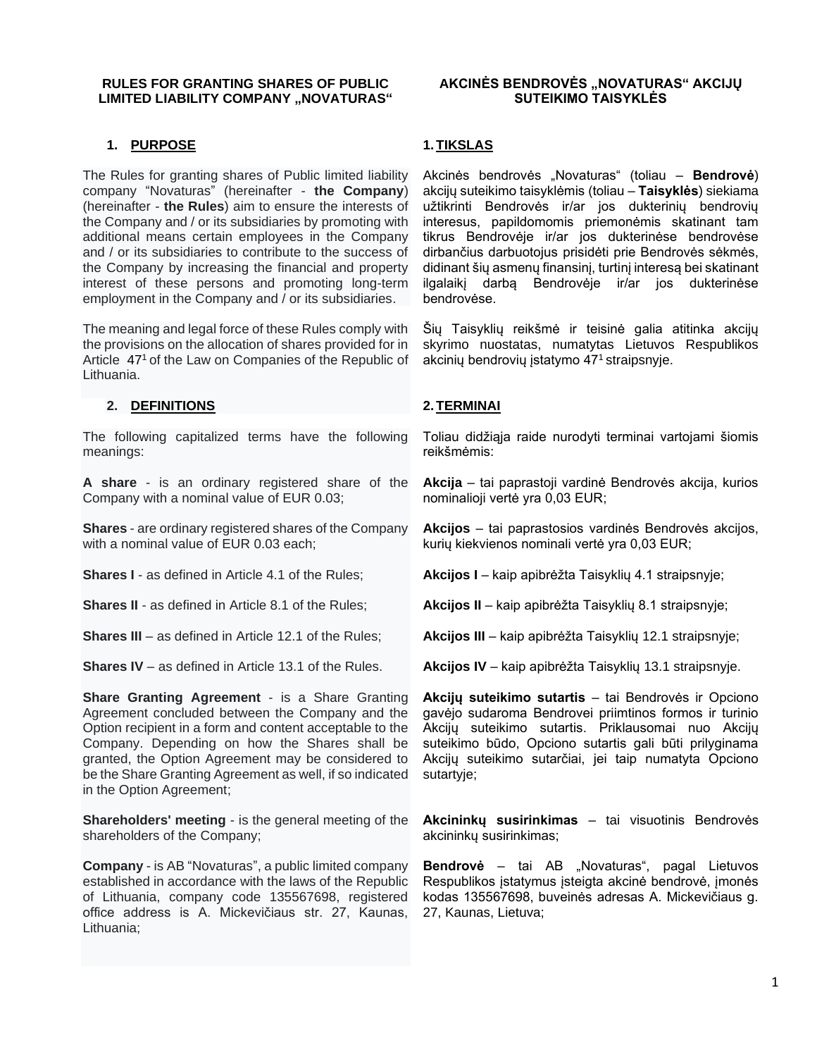# RULES FOR GRANTING SHARES OF PUBLIC LIMITED LIABILITY COMPANY „NOVATURAS“

## 1. PURPOSE

The Rules for granting shares of Public limited liability company "Novaturas" (hereinafter - **the Company**) (hereinafter - **the Rules**) aim to ensure the interests of the Company and / or its subsidiaries by promoting with additional means certain employees in the Company and / or its subsidiaries to contribute to the success of the Company by increasing the financial and property interest of these persons and promoting long-term employment in the Company and / or its subsidiaries.

The meaning and legal force of these Rules comply with the provisions on the allocation of shares provided for in Article 47[1] of the Law on Companies of the Republic of Lithuania.

## 2. DEFINITIONS

The following capitalized terms have the following meanings:

**A share** - is an ordinary registered share of the Company with a nominal value of EUR 0.03;

**Shares** - are ordinary registered shares of the Company with a nominal value of EUR 0.03 each;

**Shares I** - as defined in Article 4.1 of the Rules;

**Shares II** - as defined in Article 8.1 of the Rules;

**Shares III** – as defined in Article 12.1 of the Rules;

**Shares IV** – as defined in Article 13.1 of the Rules.

**Share Granting Agreement** - is a Share Granting Agreement concluded between the Company and the Option recipient in a form and content acceptable to the Company. Depending on how the Shares shall be granted, the Option Agreement may be considered to be the Share Granting Agreement as well, if so indicated in the Option Agreement;

**Shareholders' meeting** - is the general meeting of the shareholders of the Company;

**Company** - is AB "Novaturas", a public limited company established in accordance with the laws of the Republic of Lithuania, company code 135567698, registered office address is A. Mickevičiaus str. 27, Kaunas, Lithuania;

# AKCINĖS BENDROVĖS „NOVATURAS“ AKCIJŲ SUTEIKIMO TAISYKLĖS

## 1. TIKSLAS

Akcinės bendrovės „Novaturas“ (toliau – **Bendrovė**) akcijų suteikimo taisyklėmis (toliau – **Taisyklės**) siekiama užtikrinti Bendrovės ir/ar jos dukterinių bendrovių interesus, papildomomis priemonėmis skatinant tam tikrus Bendrovėje ir/ar jos dukterinėse bendrovėse dirbančius darbuotojus prisidėti prie Bendrovės sėkmės, didinant šių asmenų finansinį, turtinį interesą bei skatinant ilgalaikį darbą Bendrovėje ir/ar jos dukterinėse bendrovėse.

Šių Taisyklių reikšmė ir teisinė galia atitinka akcijų skyrimo nuostatas, numatytas Lietuvos Respublikos akcinių bendrovių įstatymo 47[1] straipsnyje.

## 2. TERMINAI

Toliau didžiąja raide nurodyti terminai vartojami šiomis reikšmėmis:

**Akcija** – tai paprastoji vardinė Bendrovės akcija, kurios nominalioji vertė yra 0,03 EUR;

**Akcijos** – tai paprastosios vardinės Bendrovės akcijos, kurių kiekvienos nominali vertė yra 0,03 EUR;

**Akcijos I** – kaip apibrėžta Taisyklių 4.1 straipsnyje;

**Akcijos II** – kaip apibrėžta Taisyklių 8.1 straipsnyje;

**Akcijos III** – kaip apibrėžta Taisyklių 12.1 straipsnyje;

**Akcijos IV** – kaip apibrėžta Taisyklių 13.1 straipsnyje.

**Akcijų suteikimo sutartis** – tai Bendrovės ir Opciono gavėjo sudaroma Bendrovei priimtinos formos ir turinio Akcijų suteikimo sutartis. Priklausomai nuo Akcijų suteikimo būdo, Opciono sutartis gali būti prilyginama Akcijų suteikimo sutarčiai, jei taip numatyta Opciono sutartyje;

**Akcininkų susirinkimas** – tai visuotinis Bendrovės akcininkų susirinkimas;

**Bendrovė** – tai AB „Novaturas", pagal Lietuvos Respublikos įstatymus įsteigta akcinė bendrovė, įmonės kodas 135567698, buveinės adresas A. Mickevičiaus g. 27, Kaunas, Lietuva;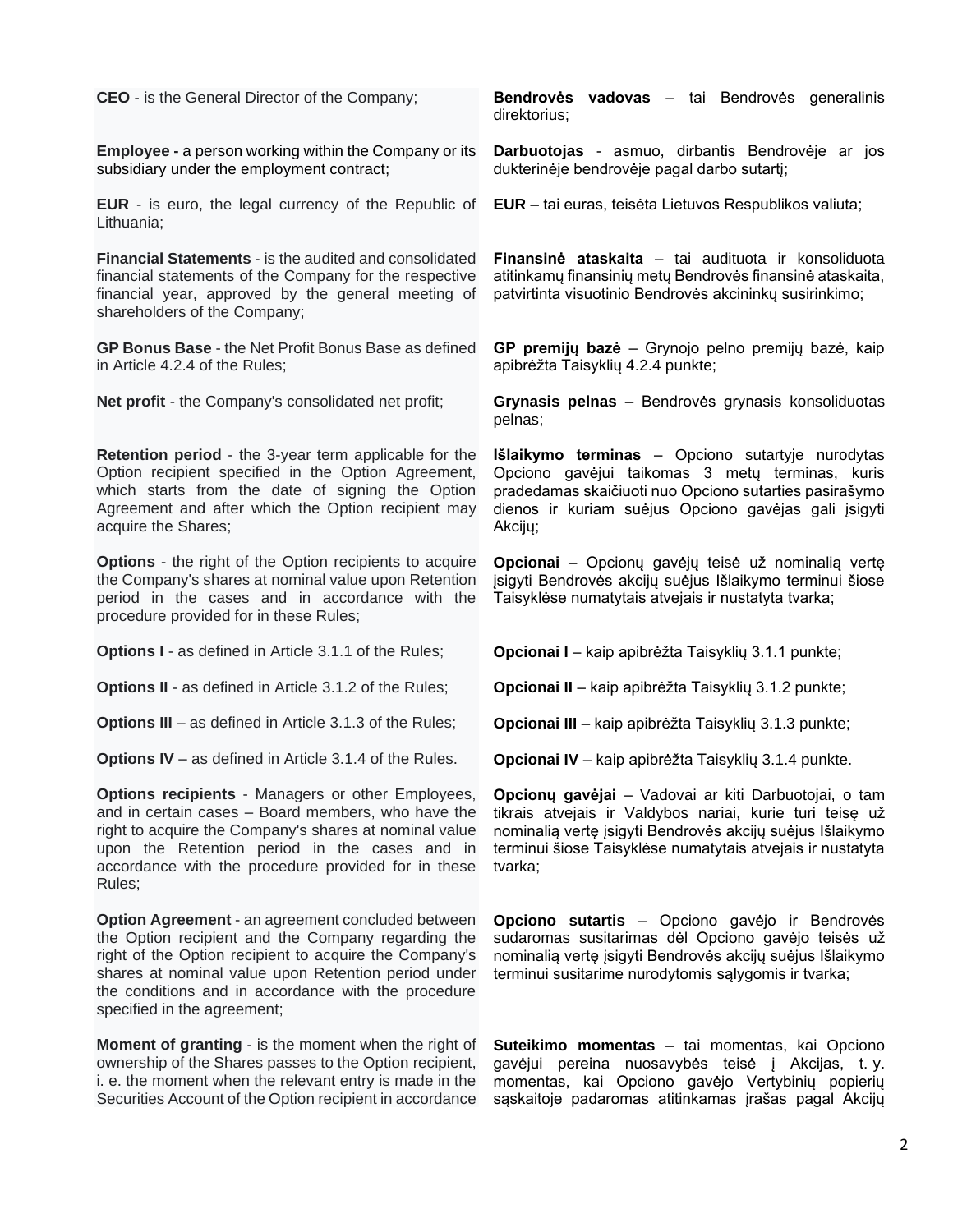| | |
|---|---|
| **CEO** - is the General Director of the Company; | **Bendrovės vadovas** – tai Bendrovės generalinis direktorius; |
| **Employee -** a person working within the Company or its subsidiary under the employment contract; | **Darbuotojas** - asmuo, dirbantis Bendrovėje ar jos dukterinėje bendrovėje pagal darbo sutartį; |
| **EUR** - is euro, the legal currency of the Republic of Lithuania; | **EUR** – tai euras, teisėta Lietuvos Respublikos valiuta; |
| **Financial Statements** - is the audited and consolidated financial statements of the Company for the respective financial year, approved by the general meeting of shareholders of the Company; | **Finansinė ataskaita** – tai audituota ir konsoliduota atitinkamų finansinių metų Bendrovės finansinė ataskaita, patvirtinta visuotinio Bendrovės akcininkų susirinkimo; |
| **GP Bonus Base** - the Net Profit Bonus Base as defined in Article 4.2.4 of the Rules; | **GP premijų bazė** – Grynojo pelno premijų bazė, kaip apibrėžta Taisyklių 4.2.4 punkte; |
| **Net profit** - the Company's consolidated net profit; | **Grynasis pelnas** – Bendrovės grynasis konsoliduotas pelnas; |
| **Retention period** - the 3-year term applicable for the Option recipient specified in the Option Agreement, which starts from the date of signing the Option Agreement and after which the Option recipient may acquire the Shares; | **Išlaikymo terminas** – Opciono sutartyje nurodytas Opciono gavėjui taikomas 3 metų terminas, kuris pradedamas skaičiuoti nuo Opciono sutarties pasirašymo dienos ir kuriam suėjus Opciono gavėjas gali įsigyti Akcijų; |
| **Options** - the right of the Option recipients to acquire the Company's shares at nominal value upon Retention period in the cases and in accordance with the procedure provided for in these Rules; | **Opcionai** – Opcionų gavėjų teisė už nominalią vertę įsigyti Bendrovės akcijų suėjus Išlaikymo terminui šiose Taisyklėse numatytais atvejais ir nustatyta tvarka; |
| **Options I** - as defined in Article 3.1.1 of the Rules; | **Opcionai I** – kaip apibrėžta Taisyklių 3.1.1 punkte; |
| **Options II** - as defined in Article 3.1.2 of the Rules; | **Opcionai II** – kaip apibrėžta Taisyklių 3.1.2 punkte; |
| **Options III** – as defined in Article 3.1.3 of the Rules; | **Opcionai III** – kaip apibrėžta Taisyklių 3.1.3 punkte; |
| **Options IV** – as defined in Article 3.1.4 of the Rules. | **Opcionai IV** – kaip apibrėžta Taisyklių 3.1.4 punkte. |
| **Options recipients** - Managers or other Employees, and in certain cases – Board members, who have the right to acquire the Company's shares at nominal value upon the Retention period in the cases and in accordance with the procedure provided for in these Rules; | **Opcionų gavėjai** – Vadovai ar kiti Darbuotojai, o tam tikrais atvejais ir Valdybos nariai, kurie turi teisę už nominalią vertę įsigyti Bendrovės akcijų suėjus Išlaikymo terminui šiose Taisyklėse numatytais atvejais ir nustatyta tvarka; |
| **Option Agreement** - an agreement concluded between the Option recipient and the Company regarding the right of the Option recipient to acquire the Company's shares at nominal value upon Retention period under the conditions and in accordance with the procedure specified in the agreement; | **Opciono sutartis** – Opciono gavėjo ir Bendrovės sudaromas susitarimas dėl Opciono gavėjo teisės už nominalią vertę įsigyti Bendrovės akcijų suėjus Išlaikymo terminui susitarime nurodytomis sąlygomis ir tvarka; |
| **Moment of granting** - is the moment when the right of ownership of the Shares passes to the Option recipient, i. e. the moment when the relevant entry is made in the Securities Account of the Option recipient in accordance | **Suteikimo momentas** – tai momentas, kai Opciono gavėjui pereina nuosavybės teisė į Akcijas, t. y. momentas, kai Opciono gavėjo Vertybinių popierių sąskaitoje padaromas atitinkamas įrašas pagal Akcijų |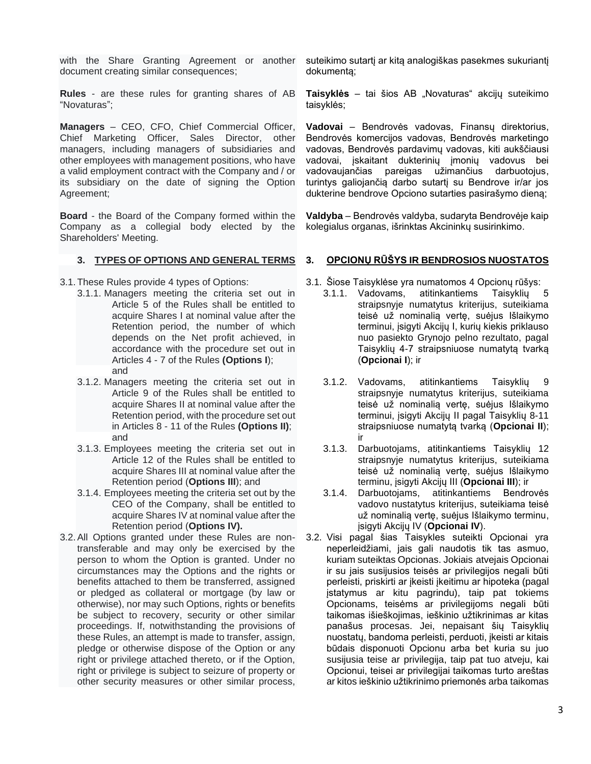with the Share Granting Agreement or another document creating similar consequences;

**Rules** - are these rules for granting shares of AB "Novaturas";

**Managers** – CEO, CFO, Chief Commercial Officer, Chief Marketing Officer, Sales Director, other managers, including managers of subsidiaries and other employees with management positions, who have a valid employment contract with the Company and / or its subsidiary on the date of signing the Option Agreement;

**Board** - the Board of the Company formed within the Company as a collegial body elected by the Shareholders' Meeting.

## 3. TYPES OF OPTIONS AND GENERAL TERMS

3.1. These Rules provide 4 types of Options:

3.1.1. Managers meeting the criteria set out in Article 5 of the Rules shall be entitled to acquire Shares I at nominal value after the Retention period, the number of which depends on the Net profit achieved, in accordance with the procedure set out in Articles 4 - 7 of the Rules **(Options I)**; and

3.1.2. Managers meeting the criteria set out in Article 9 of the Rules shall be entitled to acquire Shares II at nominal value after the Retention period, with the procedure set out in Articles 8 - 11 of the Rules **(Options II)**; and

3.1.3. Employees meeting the criteria set out in Article 12 of the Rules shall be entitled to acquire Shares III at nominal value after the Retention period (**Options III**); and

3.1.4. Employees meeting the criteria set out by the CEO of the Company, shall be entitled to acquire Shares IV at nominal value after the Retention period (**Options IV).**

3.2. All Options granted under these Rules are non-transferable and may only be exercised by the person to whom the Option is granted. Under no circumstances may the Options and the rights or benefits attached to them be transferred, assigned or pledged as collateral or mortgage (by law or otherwise), nor may such Options, rights or benefits be subject to recovery, security or other similar proceedings. If, notwithstanding the provisions of these Rules, an attempt is made to transfer, assign, pledge or otherwise dispose of the Option or any right or privilege attached thereto, or if the Option, right or privilege is subject to seizure of property or other security measures or other similar process,

suteikimo sutartį ar kitą analogiškas pasekmes sukuriantį dokumentą;

**Taisyklės** – tai šios AB „Novaturas" akcijų suteikimo taisyklės;

**Vadovai** – Bendrovės vadovas, Finansų direktorius, Bendrovės komercijos vadovas, Bendrovės marketingo vadovas, Bendrovės pardavimų vadovas, kiti aukščiausi vadovai, įskaitant dukterinių įmonių vadovus bei vadovaujančias pareigas užimančius darbuotojus, turintys galiojančią darbo sutartį su Bendrove ir/ar jos dukterine bendrove Opciono sutarties pasirašymo dieną;

**Valdyba** – Bendrovės valdyba, sudaryta Bendrovėje kaip kolegialus organas, išrinktas Akcininkų susirinkimo.

## 3. OPCIONŲ RŪŠYS IR BENDROSIOS NUOSTATOS

3.1. Šiose Taisyklėse yra numatomos 4 Opcionų rūšys:

3.1.1. Vadovams, atitinkantiems Taisyklių 5 straipsnyje numatytus kriterijus, suteikiama teisė už nominalią vertę, suėjus Išlaikymo terminui, įsigyti Akcijų I, kurių kiekis priklauso nuo pasiekto Grynojo pelno rezultato, pagal Taisyklių 4-7 straipsniuose numatytą tvarką (**Opcionai I**); ir

3.1.2. Vadovams, atitinkantiems Taisyklių 9 straipsnyje numatytus kriterijus, suteikiama teisė už nominalią vertę, suėjus Išlaikymo terminui, įsigyti Akcijų II pagal Taisyklių 8-11 straipsniuose numatytą tvarką (**Opcionai II**); ir

3.1.3. Darbuotojams, atitinkantiems Taisyklių 12 straipsnyje numatytus kriterijus, suteikiama teisė už nominalią vertę, suėjus Išlaikymo terminu, įsigyti Akcijų III (**Opcionai III**); ir

3.1.4. Darbuotojams, atitinkantiems Bendrovės vadovo nustatytus kriterijus, suteikiama teisė už nominalią vertę, suėjus Išlaikymo terminu, įsigyti Akcijų IV (**Opcionai IV**).

3.2. Visi pagal šias Taisykles suteikti Opcionai yra neperleidžiami, jais gali naudotis tik tas asmuo, kuriam suteiktas Opcionas. Jokiais atvejais Opcionai ir su jais susijusios teisės ar privilegijos negali būti perleisti, priskirti ar įkeisti įkeitimu ar hipoteka (pagal įstatymus ar kitu pagrindu), taip pat tokiems Opcionams, teisėms ar privilegijoms negali būti taikomas išieškojimas, ieškinio užtikrinimas ar kitas panašus procesas. Jei, nepaisant šių Taisyklių nuostatų, bandoma perleisti, perduoti, įkeisti ar kitais būdais disponuoti Opcionu arba bet kuria su juo susijusia teise ar privilegija, taip pat tuo atveju, kai Opcionui, teisei ar privilegijai taikomas turto areštas ar kitos ieškinio užtikrinimo priemonės arba taikomas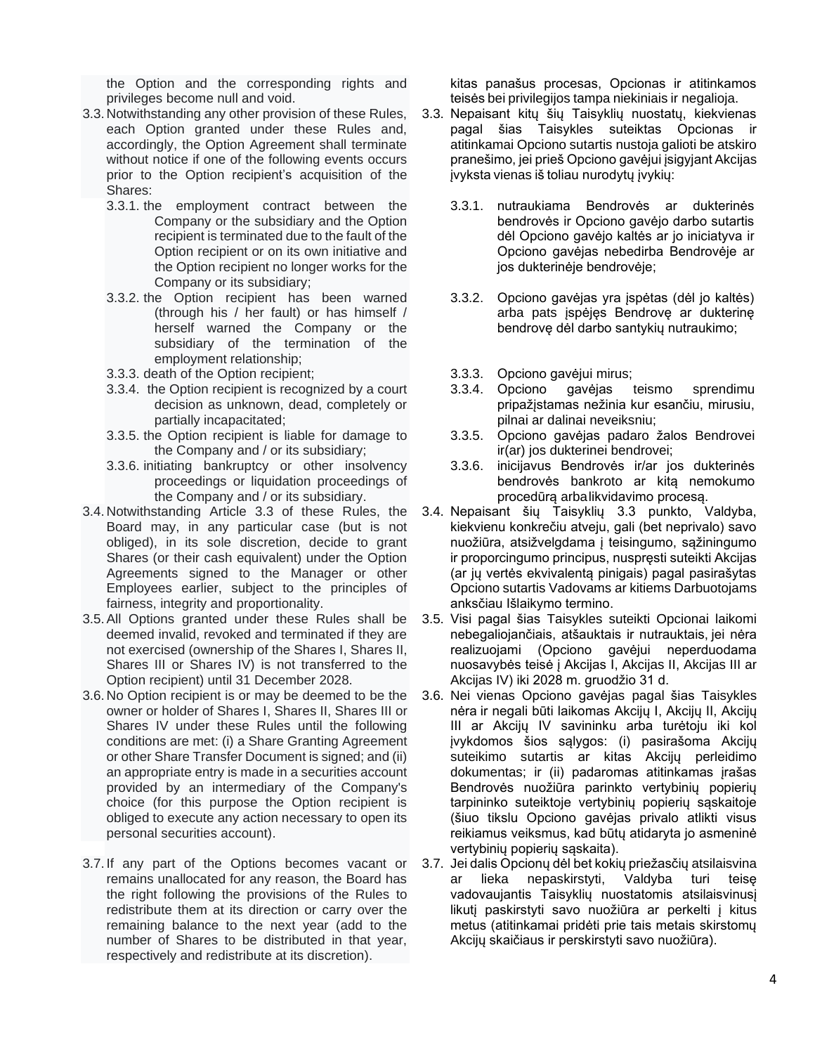the Option and the corresponding rights and privileges become null and void.

3.3. Notwithstanding any other provision of these Rules, each Option granted under these Rules and, accordingly, the Option Agreement shall terminate without notice if one of the following events occurs prior to the Option recipient's acquisition of the Shares:

3.3.1. the employment contract between the Company or the subsidiary and the Option recipient is terminated due to the fault of the Option recipient or on its own initiative and the Option recipient no longer works for the Company or its subsidiary;

3.3.2. the Option recipient has been warned (through his / her fault) or has himself / herself warned the Company or the subsidiary of the termination of the employment relationship;

3.3.3. death of the Option recipient;

3.3.4. the Option recipient is recognized by a court decision as unknown, dead, completely or partially incapacitated;

3.3.5. the Option recipient is liable for damage to the Company and / or its subsidiary;

3.3.6. initiating bankruptcy or other insolvency proceedings or liquidation proceedings of the Company and / or its subsidiary.

3.4. Notwithstanding Article 3.3 of these Rules, the Board may, in any particular case (but is not obliged), in its sole discretion, decide to grant Shares (or their cash equivalent) under the Option Agreements signed to the Manager or other Employees earlier, subject to the principles of fairness, integrity and proportionality.

3.5. All Options granted under these Rules shall be deemed invalid, revoked and terminated if they are not exercised (ownership of the Shares I, Shares II, Shares III or Shares IV) is not transferred to the Option recipient) until 31 December 2028.

3.6. No Option recipient is or may be deemed to be the owner or holder of Shares I, Shares II, Shares III or Shares IV under these Rules until the following conditions are met: (i) a Share Granting Agreement or other Share Transfer Document is signed; and (ii) an appropriate entry is made in a securities account provided by an intermediary of the Company's choice (for this purpose the Option recipient is obliged to execute any action necessary to open its personal securities account).

3.7. If any part of the Options becomes vacant or remains unallocated for any reason, the Board has the right following the provisions of the Rules to redistribute them at its direction or carry over the remaining balance to the next year (add to the number of Shares to be distributed in that year, respectively and redistribute at its discretion).

kitas panašus procesas, Opcionas ir atitinkamos teisės bei privilegijos tampa niekiniais ir negalioja.

3.3. Nepaisant kitų šių Taisyklių nuostatų, kiekvienas pagal šias Taisykles suteiktas Opcionas ir atitinkamai Opciono sutartis nustoja galioti be atskiro pranešimo, jei prieš Opciono gavėjui įsigyjant Akcijas įvyksta vienas iš toliau nurodytų įvykių:

3.3.1. nutraukiama Bendrovės ar dukterinės bendrovės ir Opciono gavėjo darbo sutartis dėl Opciono gavėjo kaltės ar jo iniciatyva ir Opciono gavėjas nebedirba Bendrovėje ar jos dukterinėje bendrovėje;

3.3.2. Opciono gavėjas yra įspėtas (dėl jo kaltės) arba pats įspėjęs Bendrovę ar dukterinę bendrovę dėl darbo santykių nutraukimo;

3.3.3. Opciono gavėjui mirus;

3.3.4. Opciono gavėjas teismo sprendimu pripažįstamas nežinia kur esančiu, mirusiu, pilnai ar dalinai neveiksniu;

3.3.5. Opciono gavėjas padaro žalos Bendrovei ir(ar) jos dukterinei bendrovei;

3.3.6. inicijavus Bendrovės ir/ar jos dukterinės bendrovės bankroto ar kitą nemokumo procedūrą arba likvidavimo procesą.

3.4. Nepaisant šių Taisyklių 3.3 punkto, Valdyba, kiekvienu konkrečiu atveju, gali (bet neprivalo) savo nuožiūra, atsižvelgdama į teisingumo, sąžiningumo ir proporcingumo principus, nuspręsti suteikti Akcijas (ar jų vertės ekvivalentą pinigais) pagal pasirašytas Opciono sutartis Vadovams ar kitiems Darbuotojams anksčiau Išlaikymo termino.

3.5. Visi pagal šias Taisykles suteikti Opcionai laikomi nebegaliojančiais, atšauktais ir nutrauktais, jei nėra realizuojami (Opciono gavėjui neperduodama nuosavybės teisė į Akcijas I, Akcijas II, Akcijas III ar Akcijas IV) iki 2028 m. gruodžio 31 d.

3.6. Nei vienas Opciono gavėjas pagal šias Taisykles nėra ir negali būti laikomas Akcijų I, Akcijų II, Akcijų III ar Akcijų IV savininku arba turėtoju iki kol įvykdomos šios sąlygos: (i) pasirašoma Akcijų suteikimo sutartis ar kitas Akcijų perleidimo dokumentas; ir (ii) padaromas atitinkamas įrašas Bendrovės nuožiūra parinkto vertybinių popierių tarpininko suteiktoje vertybinių popierių sąskaitoje (šiuo tikslu Opciono gavėjas privalo atlikti visus reikiamus veiksmus, kad būtų atidaryta jo asmeninė vertybinių popierių sąskaita).

3.7. Jei dalis Opcionų dėl bet kokių priežasčių atsilaisvina ar lieka nepaskirstyti, Valdyba turi teisę vadovaujantis Taisyklių nuostatomis atsilaisvinusį likutį paskirstyti savo nuožiūra ar perkelti į kitus metus (atitinkamai pridėti prie tais metais skirstomų Akcijų skaičiaus ir perskirstyti savo nuožiūra).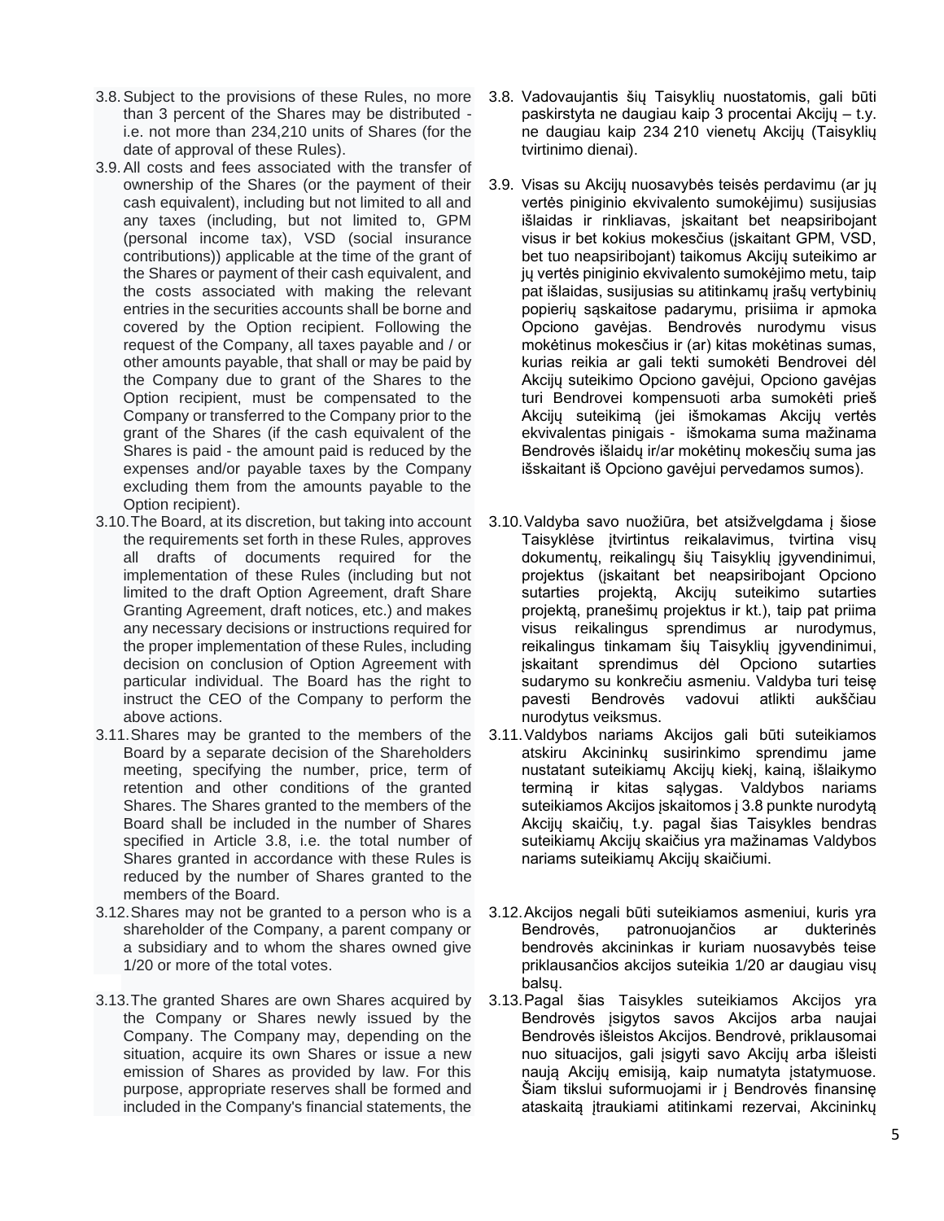3.8. Subject to the provisions of these Rules, no more than 3 percent of the Shares may be distributed - i.e. not more than 234,210 units of Shares (for the date of approval of these Rules).

3.9. All costs and fees associated with the transfer of ownership of the Shares (or the payment of their cash equivalent), including but not limited to all and any taxes (including, but not limited to, GPM (personal income tax), VSD (social insurance contributions)) applicable at the time of the grant of the Shares or payment of their cash equivalent, and the costs associated with making the relevant entries in the securities accounts shall be borne and covered by the Option recipient. Following the request of the Company, all taxes payable and / or other amounts payable, that shall or may be paid by the Company due to grant of the Shares to the Option recipient, must be compensated to the Company or transferred to the Company prior to the grant of the Shares (if the cash equivalent of the Shares is paid - the amount paid is reduced by the expenses and/or payable taxes by the Company excluding them from the amounts payable to the Option recipient).

3.10. The Board, at its discretion, but taking into account the requirements set forth in these Rules, approves all drafts of documents required for the implementation of these Rules (including but not limited to the draft Option Agreement, draft Share Granting Agreement, draft notices, etc.) and makes any necessary decisions or instructions required for the proper implementation of these Rules, including decision on conclusion of Option Agreement with particular individual. The Board has the right to instruct the CEO of the Company to perform the above actions.

3.11. Shares may be granted to the members of the Board by a separate decision of the Shareholders meeting, specifying the number, price, term of retention and other conditions of the granted Shares. The Shares granted to the members of the Board shall be included in the number of Shares specified in Article 3.8, i.e. the total number of Shares granted in accordance with these Rules is reduced by the number of Shares granted to the members of the Board.

3.12. Shares may not be granted to a person who is a shareholder of the Company, a parent company or a subsidiary and to whom the shares owned give 1/20 or more of the total votes.

3.13. The granted Shares are own Shares acquired by the Company or Shares newly issued by the Company. The Company may, depending on the situation, acquire its own Shares or issue a new emission of Shares as provided by law. For this purpose, appropriate reserves shall be formed and included in the Company's financial statements, the

3.8. Vadovaujantis šių Taisyklių nuostatomis, gali būti paskirstyta ne daugiau kaip 3 procentai Akcijų – t.y. ne daugiau kaip 234 210 vienetų Akcijų (Taisyklių tvirtinimo dienai).

3.9. Visas su Akcijų nuosavybės teisės perdavimu (ar jų vertės piniginio ekvivalento sumokėjimu) susijusias išlaidas ir rinkliavas, įskaitant bet neapsiribojant visus ir bet kokius mokesčius (įskaitant GPM, VSD, bet tuo neapsiribojant) taikomus Akcijų suteikimo ar jų vertės piniginio ekvivalento sumokėjimo metu, taip pat išlaidas, susijusias su atitinkamų įrašų vertybinių popierių sąskaitose padarymu, prisiima ir apmoka Opciono gavėjas. Bendrovės nurodymu visus mokėtinus mokesčius ir (ar) kitas mokėtinas sumas, kurias reikia ar gali tekti sumokėti Bendrovei dėl Akcijų suteikimo Opciono gavėjui, Opciono gavėjas turi Bendrovei kompensuoti arba sumokėti prieš Akcijų suteikimą (jei išmokamas Akcijų vertės ekvivalentas pinigais - išmokama suma mažinama Bendrovės išlaidų ir/ar mokėtinų mokesčių suma jas išskaitant iš Opciono gavėjui pervedamos sumos).

3.10. Valdyba savo nuožiūra, bet atsižvelgdama į šiose Taisyklėse įtvirtintus reikalavimus, tvirtina visų dokumentų, reikalingų šių Taisyklių įgyvendinimui, projektus (įskaitant bet neapsiribojant Opciono sutarties projektą, Akcijų suteikimo sutarties projektą, pranešimų projektus ir kt.), taip pat priima visus reikalingus sprendimus ar nurodymus, reikalingus tinkamam šių Taisyklių įgyvendinimui, įskaitant sprendimus dėl Opciono sutarties sudarymo su konkrečiu asmeniu. Valdyba turi teisę pavesti Bendrovės vadovui atlikti aukščiau nurodytus veiksmus.

3.11. Valdybos nariams Akcijos gali būti suteikiamos atskiru Akcininkų susirinkimo sprendimu jame nustatant suteikiamų Akcijų kiekį, kainą, išlaikymo terminą ir kitas sąlygas. Valdybos nariams suteikiamos Akcijos įskaitomos į 3.8 punkte nurodytą Akcijų skaičių, t.y. pagal šias Taisykles bendras suteikiamų Akcijų skaičius yra mažinamas Valdybos nariams suteikiamų Akcijų skaičiumi.

3.12. Akcijos negali būti suteikiamos asmeniui, kuris yra Bendrovės, patronuojančios ar dukterinės bendrovės akcininkas ir kuriam nuosavybės teise priklausančios akcijos suteikia 1/20 ar daugiau visų balsų.

3.13. Pagal šias Taisykles suteikiamos Akcijos yra Bendrovės įsigytos savos Akcijos arba naujai Bendrovės išleistos Akcijos. Bendrovė, priklausomai nuo situacijos, gali įsigyti savo Akcijų arba išleisti naują Akcijų emisiją, kaip numatyta įstatymuose. Šiam tikslui suformuojami ir į Bendrovės finansinę ataskaitą įtraukiami atitinkami rezervai, Akcininkų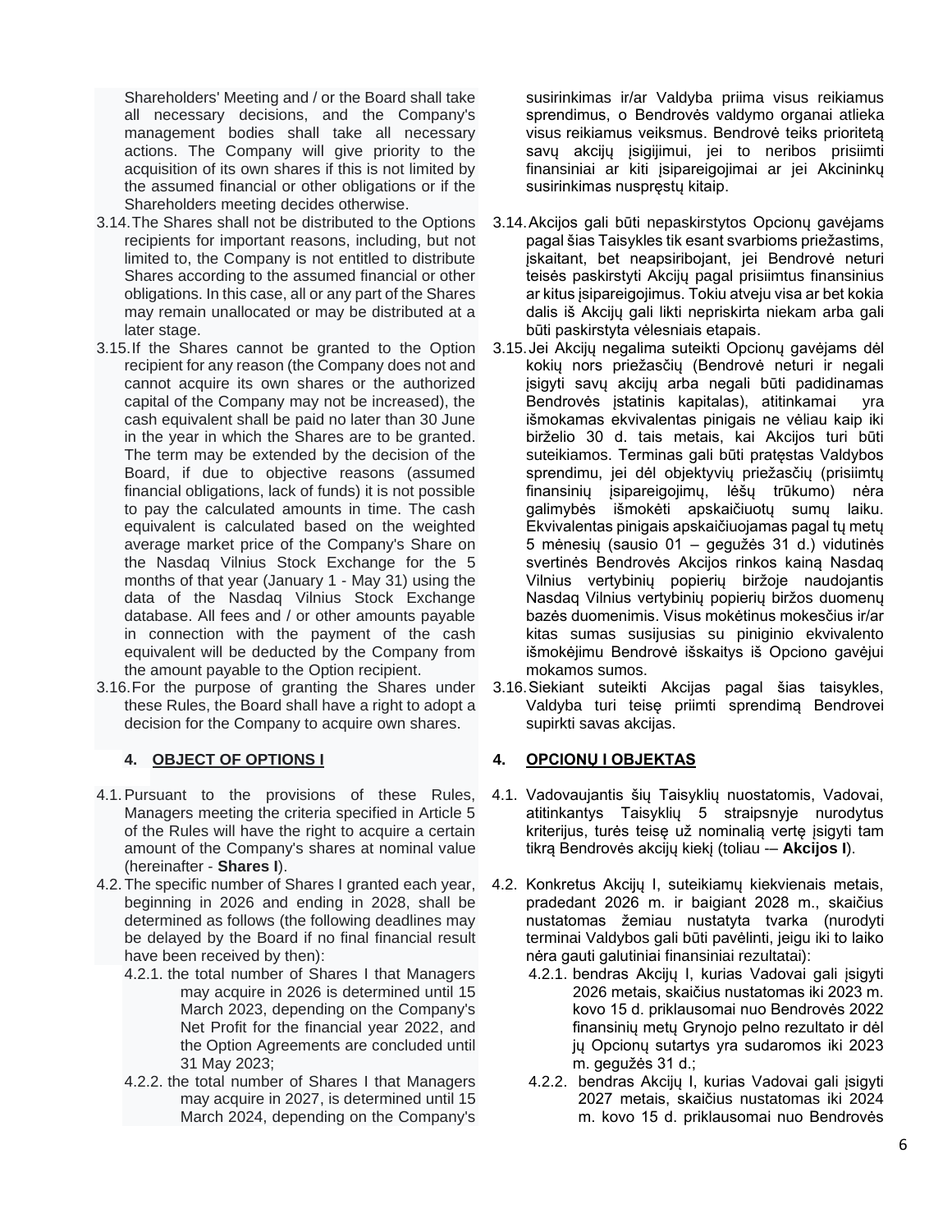Shareholders' Meeting and / or the Board shall take all necessary decisions, and the Company's management bodies shall take all necessary actions. The Company will give priority to the acquisition of its own shares if this is not limited by the assumed financial or other obligations or if the Shareholders meeting decides otherwise.

3.14. The Shares shall not be distributed to the Options recipients for important reasons, including, but not limited to, the Company is not entitled to distribute Shares according to the assumed financial or other obligations. In this case, all or any part of the Shares may remain unallocated or may be distributed at a later stage.

3.15. If the Shares cannot be granted to the Option recipient for any reason (the Company does not and cannot acquire its own shares or the authorized capital of the Company may not be increased), the cash equivalent shall be paid no later than 30 June in the year in which the Shares are to be granted. The term may be extended by the decision of the Board, if due to objective reasons (assumed financial obligations, lack of funds) it is not possible to pay the calculated amounts in time. The cash equivalent is calculated based on the weighted average market price of the Company's Share on the Nasdaq Vilnius Stock Exchange for the 5 months of that year (January 1 - May 31) using the data of the Nasdaq Vilnius Stock Exchange database. All fees and / or other amounts payable in connection with the payment of the cash equivalent will be deducted by the Company from the amount payable to the Option recipient.

3.16. For the purpose of granting the Shares under these Rules, the Board shall have a right to adopt a decision for the Company to acquire own shares.

## 4. OBJECT OF OPTIONS I

4.1. Pursuant to the provisions of these Rules, Managers meeting the criteria specified in Article 5 of the Rules will have the right to acquire a certain amount of the Company's shares at nominal value (hereinafter - **Shares I**).

4.2. The specific number of Shares I granted each year, beginning in 2026 and ending in 2028, shall be determined as follows (the following deadlines may be delayed by the Board if no final financial result have been received by then):

4.2.1. the total number of Shares I that Managers may acquire in 2026 is determined until 15 March 2023, depending on the Company's Net Profit for the financial year 2022, and the Option Agreements are concluded until 31 May 2023;

4.2.2. the total number of Shares I that Managers may acquire in 2027, is determined until 15 March 2024, depending on the Company's

---

susirinkimas ir/ar Valdyba priima visus reikiamus sprendimus, o Bendrovės valdymo organai atlieka visus reikiamus veiksmus. Bendrovė teiks prioritetą savų akcijų įsigijimui, jei to neribos prisiimti finansiniai ar kiti įsipareigojimai ar jei Akcininkų susirinkimas nuspręstų kitaip.

3.14. Akcijos gali būti nepaskirstytos Opcionų gavėjams pagal šias Taisykles tik esant svarbioms priežastims, įskaitant, bet neapsiribojant, jei Bendrovė neturi teisės paskirstyti Akcijų pagal prisiimtus finansinius ar kitus įsipareigojimus. Tokiu atveju visa ar bet kokia dalis iš Akcijų gali likti nepriskirta niekam arba gali būti paskirstyta vėlesniais etapais.

3.15. Jei Akcijų negalima suteikti Opcionų gavėjams dėl kokių nors priežasčių (Bendrovė neturi ir negali įsigyti savų akcijų arba negali būti padidinamas Bendrovės įstatinis kapitalas), atitinkamai yra išmokamas ekvivalentas pinigais ne vėliau kaip iki birželio 30 d. tais metais, kai Akcijos turi būti suteikiamos. Terminas gali būti pratęstas Valdybos sprendimu, jei dėl objektyvių priežasčių (prisiimtų finansinių įsipareigojimų, lėšų trūkumo) nėra galimybės išmokėti apskaičiuotų sumų laiku. Ekvivalentas pinigais apskaičiuojamas pagal tų metų 5 mėnesių (sausio 01 – gegužės 31 d.) vidutinės svertinės Bendrovės Akcijos rinkos kainą Nasdaq Vilnius vertybinių popierių biržoje naudojantis Nasdaq Vilnius vertybinių popierių biržos duomenų bazės duomenimis. Visus mokėtinus mokesčius ir/ar kitas sumas susijusias su piniginio ekvivalento išmokėjimu Bendrovė išskaitys iš Opciono gavėjui mokamos sumos.

3.16. Siekiant suteikti Akcijas pagal šias taisykles, Valdyba turi teisę priimti sprendimą Bendrovei supirkti savas akcijas.

## 4. OPCIONŲ I OBJEKTAS

4.1. Vadovaujantis šių Taisyklių nuostatomis, Vadovai, atitinkantys Taisyklių 5 straipsnyje nurodytus kriterijus, turės teisę už nominalią vertę įsigyti tam tikrą Bendrovės akcijų kiekį (toliau –- **Akcijos I**).

4.2. Konkretus Akcijų I, suteikiamų kiekvienais metais, pradedant 2026 m. ir baigiant 2028 m., skaičius nustatomas žemiau nustatyta tvarka (nurodyti terminai Valdybos gali būti pavėlinti, jeigu iki to laiko nėra gauti galutiniai finansiniai rezultatai):

4.2.1. bendras Akcijų I, kurias Vadovai gali įsigyti 2026 metais, skaičius nustatomas iki 2023 m. kovo 15 d. priklausomai nuo Bendrovės 2022 finansinių metų Grynojo pelno rezultato ir dėl jų Opcionų sutartys yra sudaromos iki 2023 m. gegužės 31 d.;

4.2.2. bendras Akcijų I, kurias Vadovai gali įsigyti 2027 metais, skaičius nustatomas iki 2024 m. kovo 15 d. priklausomai nuo Bendrovės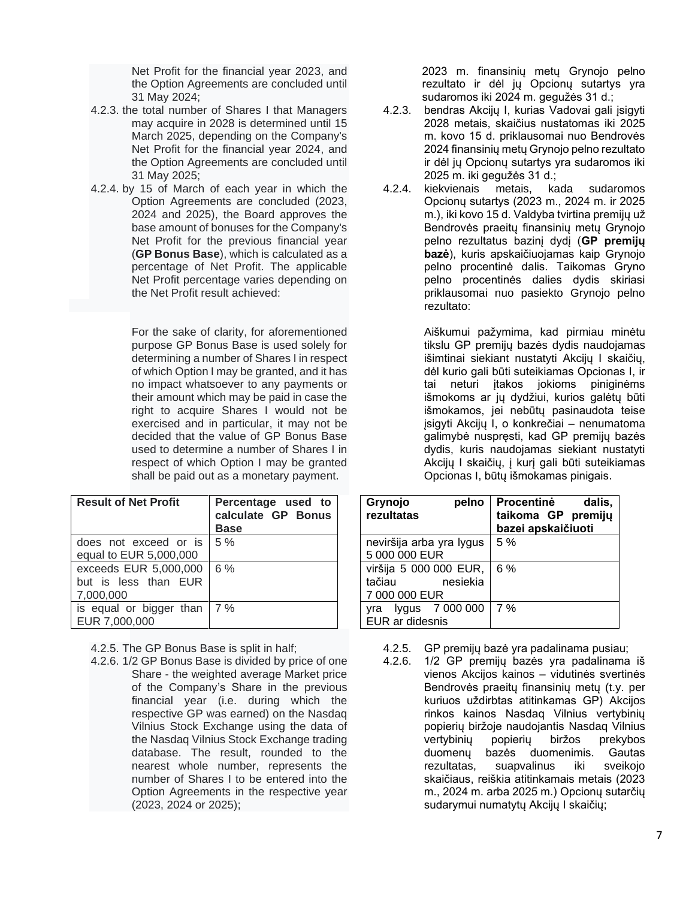Net Profit for the financial year 2023, and the Option Agreements are concluded until 31 May 2024;

4.2.3. the total number of Shares I that Managers may acquire in 2028 is determined until 15 March 2025, depending on the Company's Net Profit for the financial year 2024, and the Option Agreements are concluded until 31 May 2025;

4.2.4. by 15 of March of each year in which the Option Agreements are concluded (2023, 2024 and 2025), the Board approves the base amount of bonuses for the Company's Net Profit for the previous financial year (**GP Bonus Base**), which is calculated as a percentage of Net Profit. The applicable Net Profit percentage varies depending on the Net Profit result achieved:

For the sake of clarity, for aforementioned purpose GP Bonus Base is used solely for determining a number of Shares I in respect of which Option I may be granted, and it has no impact whatsoever to any payments or their amount which may be paid in case the right to acquire Shares I would not be exercised and in particular, it may not be decided that the value of GP Bonus Base used to determine a number of Shares I in respect of which Option I may be granted shall be paid out as a monetary payment.

| Result of Net Profit | Percentage used to calculate GP Bonus Base |
|---|---|
| does not exceed or is equal to EUR 5,000,000 | 5 % |
| exceeds EUR 5,000,000 but is less than EUR 7,000,000 | 6 % |
| is equal or bigger than EUR 7,000,000 | 7 % |

4.2.5. The GP Bonus Base is split in half;

4.2.6. 1/2 GP Bonus Base is divided by price of one Share - the weighted average Market price of the Company's Share in the previous financial year (i.e. during which the respective GP was earned) on the Nasdaq Vilnius Stock Exchange using the data of the Nasdaq Vilnius Stock Exchange trading database. The result, rounded to the nearest whole number, represents the number of Shares I to be entered into the Option Agreements in the respective year (2023, 2024 or 2025);

2023 m. finansinių metų Grynojo pelno rezultato ir dėl jų Opcionų sutartys yra sudaromos iki 2024 m. gegužės 31 d.;

4.2.3. bendras Akcijų I, kurias Vadovai gali įsigyti 2028 metais, skaičius nustatomas iki 2025 m. kovo 15 d. priklausomai nuo Bendrovės 2024 finansinių metų Grynojo pelno rezultato ir dėl jų Opcionų sutartys yra sudaromos iki 2025 m. iki gegužės 31 d.;

4.2.4. kiekvienais metais, kada sudaromos Opcionų sutartys (2023 m., 2024 m. ir 2025 m.), iki kovo 15 d. Valdyba tvirtina premijų už Bendrovės praeitų finansinių metų Grynojo pelno rezultatus bazinį dydį (**GP premijų bazė**), kuris apskaičiuojamas kaip Grynojo pelno procentinė dalis. Taikomas Gryno pelno procentinės dalies dydis skiriasi priklausomai nuo pasiekto Grynojo pelno rezultato:

Aiškumui pažymima, kad pirmiau minėtu tikslu GP premijų bazės dydis naudojamas išimtinai siekiant nustatyti Akcijų I skaičių, dėl kurio gali būti suteikiamas Opcionas I, ir tai neturi įtakos jokioms piniginėms išmokoms ar jų dydžiui, kurios galėtų būti išmokamos, jei nebūtų pasinaudota teise įsigyti Akcijų I, o konkrečiai – nenumatoma galimybė nuspręsti, kad GP premijų bazės dydis, kuris naudojamas siekiant nustatyti Akcijų I skaičių, į kurį gali būti suteikiamas Opcionas I, būtų išmokamas pinigais.

| Grynojo pelno rezultatas | Procentinė dalis, taikoma GP premijų bazei apskaičiuoti |
|---|---|
| neviršija arba yra lygus 5 000 000 EUR | 5 % |
| viršija 5 000 000 EUR, tačiau nesiekia 7 000 000 EUR | 6 % |
| yra lygus 7 000 000 EUR ar didesnis | 7 % |

4.2.5. GP premijų bazė yra padalinama pusiau;

4.2.6. 1/2 GP premijų bazės yra padalinama iš vienos Akcijos kainos – vidutinės svertinės Bendrovės praeitų finansinių metų (t.y. per kuriuos uždirbtas atitinkamas GP) Akcijos rinkos kainos Nasdaq Vilnius vertybinių popierių biržoje naudojantis Nasdaq Vilnius vertybinių popierių biržos prekybos duomenų bazės duomenimis. Gautas rezultatas, suapvalinus iki sveikojo skaičiaus, reiškia atitinkamais metais (2023 m., 2024 m. arba 2025 m.) Opcionų sutarčių sudarymui numatytų Akcijų I skaičių;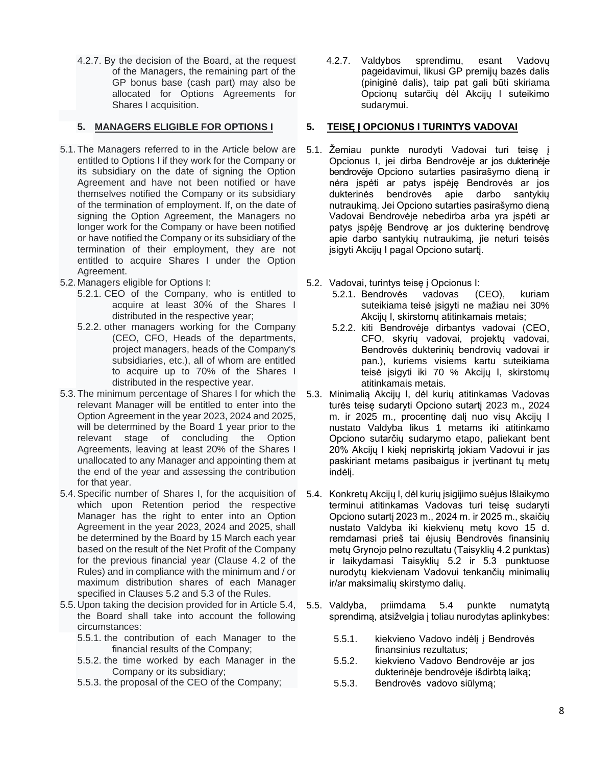4.2.7. By the decision of the Board, at the request of the Managers, the remaining part of the GP bonus base (cash part) may also be allocated for Options Agreements for Shares I acquisition.

4.2.7. Valdybos sprendimu, esant Vadovų pageidavimui, likusi GP premijų bazės dalis (piniginė dalis), taip pat gali būti skiriama Opcionų sutarčių dėl Akcijų I suteikimo sudarymui.

## 5. MANAGERS ELIGIBLE FOR OPTIONS I

5.1. The Managers referred to in the Article below are entitled to Options I if they work for the Company or its subsidiary on the date of signing the Option Agreement and have not been notified or have themselves notified the Company or its subsidiary of the termination of employment. If, on the date of signing the Option Agreement, the Managers no longer work for the Company or have been notified or have notified the Company or its subsidiary of the termination of their employment, they are not entitled to acquire Shares I under the Option Agreement.

5.2. Managers eligible for Options I:

5.2.1. CEO of the Company, who is entitled to acquire at least 30% of the Shares I distributed in the respective year;

5.2.2. other managers working for the Company (CEO, CFO, Heads of the departments, project managers, heads of the Company's subsidiaries, etc.), all of whom are entitled to acquire up to 70% of the Shares I distributed in the respective year.

5.3. The minimum percentage of Shares I for which the relevant Manager will be entitled to enter into the Option Agreement in the year 2023, 2024 and 2025, will be determined by the Board 1 year prior to the relevant stage of concluding the Option Agreements, leaving at least 20% of the Shares I unallocated to any Manager and appointing them at the end of the year and assessing the contribution for that year.

5.4. Specific number of Shares I, for the acquisition of which upon Retention period the respective Manager has the right to enter into an Option Agreement in the year 2023, 2024 and 2025, shall be determined by the Board by 15 March each year based on the result of the Net Profit of the Company for the previous financial year (Clause 4.2 of the Rules) and in compliance with the minimum and / or maximum distribution shares of each Manager specified in Clauses 5.2 and 5.3 of the Rules.

5.5. Upon taking the decision provided for in Article 5.4, the Board shall take into account the following circumstances:

5.5.1. the contribution of each Manager to the financial results of the Company;

5.5.2. the time worked by each Manager in the Company or its subsidiary;

5.5.3. the proposal of the CEO of the Company;

## 5. TEISĘ Į OPCIONUS I TURINTYS VADOVAI

5.1. Žemiau punkte nurodyti Vadovai turi teisę į Opcionus I, jei dirba Bendrovėje ar jos dukterinėje bendrovėje Opciono sutarties pasirašymo dieną ir nėra įspėti ar patys įspėję Bendrovės ar jos dukterinės bendrovės apie darbo santykių nutraukimą. Jei Opciono sutarties pasirašymo dieną Vadovai Bendrovėje nebedirba arba yra įspėti ar patys įspėję Bendrovę ar jos dukterinę bendrovę apie darbo santykių nutraukimą, jie neturi teisės įsigyti Akcijų I pagal Opciono sutartį.

5.2. Vadovai, turintys teisę į Opcionus I:

5.2.1. Bendrovės vadovas (CEO), kuriam suteikiama teisė įsigyti ne mažiau nei 30% Akcijų I, skirstomų atitinkamais metais;

5.2.2. kiti Bendrovėje dirbantys vadovai (CEO, CFO, skyrių vadovai, projektų vadovai, Bendrovės dukterinių bendrovių vadovai ir pan.), kuriems visiems kartu suteikiama teisė įsigyti iki 70 % Akcijų I, skirstomų atitinkamais metais.

5.3. Minimalią Akcijų I, dėl kurių atitinkamas Vadovas turės teisę sudaryti Opciono sutartį 2023 m., 2024 m. ir 2025 m., procentinę dalį nuo visų Akcijų I nustato Valdyba likus 1 metams iki atitinkamo Opciono sutarčių sudarymo etapo, paliekant bent 20% Akcijų I kiekį nepriskirtą jokiam Vadovui ir jas paskiriant metams pasibaigus ir įvertinant tų metų indėlį.

5.4. Konkretų Akcijų I, dėl kurių įsigijimo suėjus Išlaikymo terminui atitinkamas Vadovas turi teisę sudaryti Opciono sutartį 2023 m., 2024 m. ir 2025 m., skaičių nustato Valdyba iki kiekvienų metų kovo 15 d. remdamasi prieš tai ėjusių Bendrovės finansinių metų Grynojo pelno rezultatu (Taisyklių 4.2 punktas) ir laikydamasi Taisyklių 5.2 ir 5.3 punktuose nurodytų kiekvienam Vadovui tenkančių minimalių ir/ar maksimalių skirstymo dalių.

5.5. Valdyba, priimdama 5.4 punkte numatytą sprendimą, atsižvelgia į toliau nurodytas aplinkybes:

5.5.1. kiekvieno Vadovo indėlį į Bendrovės finansinius rezultatus;

5.5.2. kiekvieno Vadovo Bendrovėje ar jos dukterinėje bendrovėje išdirbtą laiką;

5.5.3. Bendrovės vadovo siūlymą;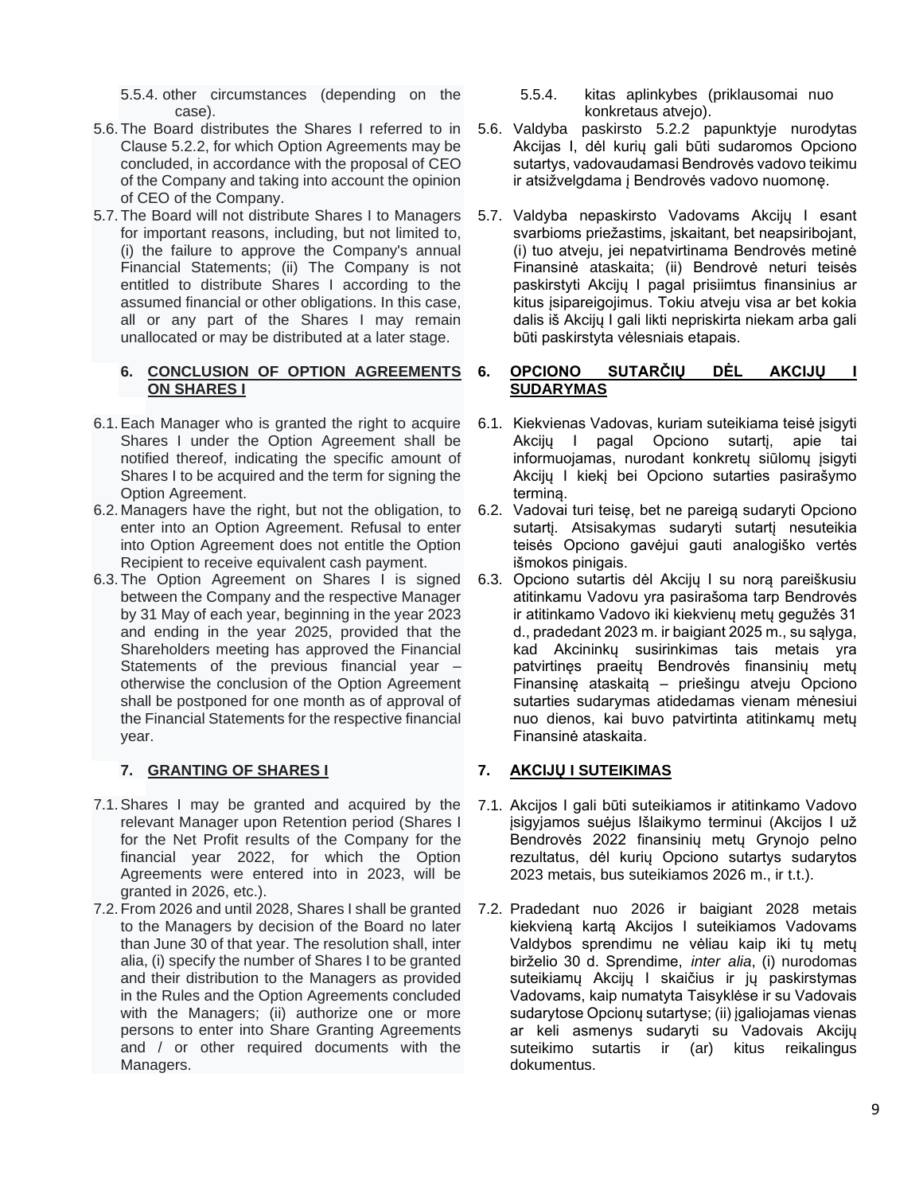5.5.4. other circumstances (depending on the case).

5.6. The Board distributes the Shares I referred to in Clause 5.2.2, for which Option Agreements may be concluded, in accordance with the proposal of CEO of the Company and taking into account the opinion of CEO of the Company.

5.7. The Board will not distribute Shares I to Managers for important reasons, including, but not limited to, (i) the failure to approve the Company's annual Financial Statements; (ii) The Company is not entitled to distribute Shares I according to the assumed financial or other obligations. In this case, all or any part of the Shares I may remain unallocated or may be distributed at a later stage.

## 6. CONCLUSION OF OPTION AGREEMENTS ON SHARES I

6.1. Each Manager who is granted the right to acquire Shares I under the Option Agreement shall be notified thereof, indicating the specific amount of Shares I to be acquired and the term for signing the Option Agreement.

6.2. Managers have the right, but not the obligation, to enter into an Option Agreement. Refusal to enter into Option Agreement does not entitle the Option Recipient to receive equivalent cash payment.

6.3. The Option Agreement on Shares I is signed between the Company and the respective Manager by 31 May of each year, beginning in the year 2023 and ending in the year 2025, provided that the Shareholders meeting has approved the Financial Statements of the previous financial year – otherwise the conclusion of the Option Agreement shall be postponed for one month as of approval of the Financial Statements for the respective financial year.

## 7. GRANTING OF SHARES I

7.1. Shares I may be granted and acquired by the relevant Manager upon Retention period (Shares I for the Net Profit results of the Company for the financial year 2022, for which the Option Agreements were entered into in 2023, will be granted in 2026, etc.).

7.2. From 2026 and until 2028, Shares I shall be granted to the Managers by decision of the Board no later than June 30 of that year. The resolution shall, inter alia, (i) specify the number of Shares I to be granted and their distribution to the Managers as provided in the Rules and the Option Agreements concluded with the Managers; (ii) authorize one or more persons to enter into Share Granting Agreements and / or other required documents with the Managers.

5.5.4. kitas aplinkybes (priklausomai nuo konkretaus atvejo).

5.6. Valdyba paskirsto 5.2.2 papunktyje nurodytas Akcijas I, dėl kurių gali būti sudaromos Opciono sutartys, vadovaudamasi Bendrovės vadovo teikimu ir atsižvelgdama į Bendrovės vadovo nuomonę.

5.7. Valdyba nepaskirsto Vadovams Akcijų I esant svarbioms priežastims, įskaitant, bet neapsiribojant, (i) tuo atveju, jei nepatvirtinama Bendrovės metinė Finansinė ataskaita; (ii) Bendrovė neturi teisės paskirstyti Akcijų I pagal prisiimtus finansinius ar kitus įsipareigojimus. Tokiu atveju visa ar bet kokia dalis iš Akcijų I gali likti nepriskirta niekam arba gali būti paskirstyta vėlesniais etapais.

## 6. OPCIONO SUTARČIŲ DĖL AKCIJŲ I SUDARYMAS

6.1. Kiekvienas Vadovas, kuriam suteikiama teisė įsigyti Akcijų I pagal Opciono sutartį, apie tai informuojamas, nurodant konkretų siūlomų įsigyti Akcijų I kiekį bei Opciono sutarties pasirašymo terminą.

6.2. Vadovai turi teisę, bet ne pareigą sudaryti Opciono sutartį. Atsisakymas sudaryti sutartį nesuteikia teisės Opciono gavėjui gauti analogiško vertės išmokos pinigais.

6.3. Opciono sutartis dėl Akcijų I su norą pareiškusiu atitinkamu Vadovu yra pasirašoma tarp Bendrovės ir atitinkamo Vadovo iki kiekvienų metų gegužės 31 d., pradedant 2023 m. ir baigiant 2025 m., su sąlyga, kad Akcininkų susirinkimas tais metais yra patvirtinęs praeitų Bendrovės finansinių metų Finansinę ataskaitą – priešingu atveju Opciono sutarties sudarymas atidedamas vienam mėnesiui nuo dienos, kai buvo patvirtinta atitinkamų metų Finansinė ataskaita.

## 7. AKCIJŲ I SUTEIKIMAS

7.1. Akcijos I gali būti suteikiamos ir atitinkamo Vadovo įsigyjamos suėjus Išlaikymo terminui (Akcijos I už Bendrovės 2022 finansinių metų Grynojo pelno rezultatus, dėl kurių Opciono sutartys sudarytos 2023 metais, bus suteikiamos 2026 m., ir t.t.).

7.2. Pradedant nuo 2026 ir baigiant 2028 metais kiekvieną kartą Akcijos I suteikiamos Vadovams Valdybos sprendimu ne vėliau kaip iki tų metų birželio 30 d. Sprendime, *inter alia*, (i) nurodomas suteikiamų Akcijų I skaičius ir jų paskirstymas Vadovams, kaip numatyta Taisyklėse ir su Vadovais sudarytose Opcionų sutartyse; (ii) įgaliojamas vienas ar keli asmenys sudaryti su Vadovais Akcijų suteikimo sutartis ir (ar) kitus reikalingus dokumentus.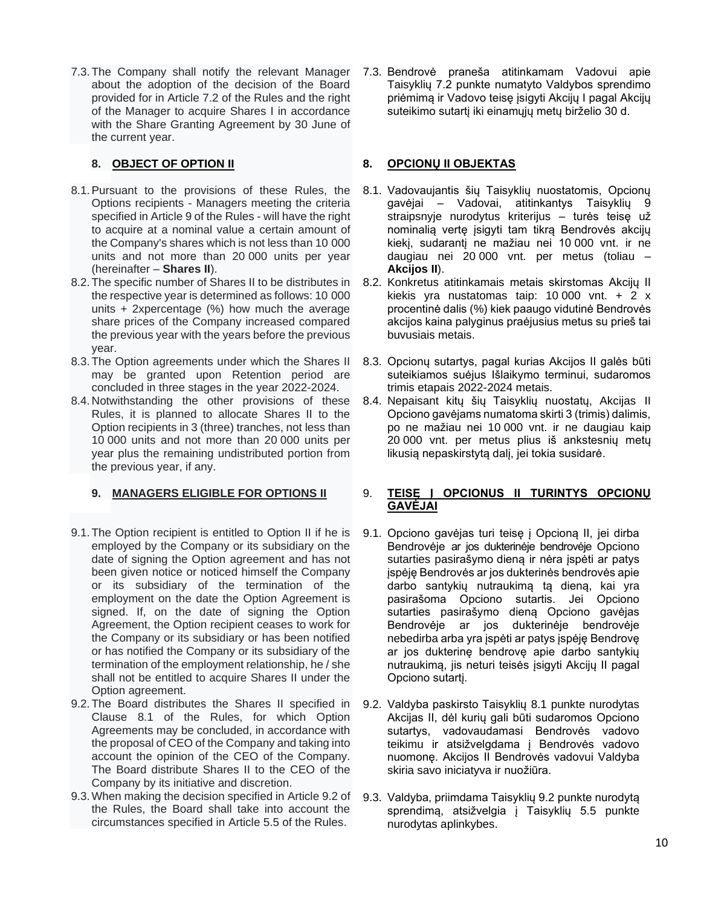7.3. The Company shall notify the relevant Manager about the adoption of the decision of the Board provided for in Article 7.2 of the Rules and the right of the Manager to acquire Shares I in accordance with the Share Granting Agreement by 30 June of the current year.

7.3. Bendrovė praneša atitinkamam Vadovui apie Taisyklių 7.2 punkte numatyto Valdybos sprendimo priėmimą ir Vadovo teisę įsigyti Akcijų I pagal Akcijų suteikimo sutartį iki einamųjų metų birželio 30 d.

## 8. OBJECT OF OPTION II

8.1. Pursuant to the provisions of these Rules, the Options recipients - Managers meeting the criteria specified in Article 9 of the Rules - will have the right to acquire at a nominal value a certain amount of the Company's shares which is not less than 10 000 units and not more than 20 000 units per year (hereinafter – **Shares II**).

8.2. The specific number of Shares II to be distributes in the respective year is determined as follows: 10 000 units + 2xpercentage (%) how much the average share prices of the Company increased compared the previous year with the years before the previous year.

8.3. The Option agreements under which the Shares II may be granted upon Retention period are concluded in three stages in the year 2022-2024.

8.4. Notwithstanding the other provisions of these Rules, it is planned to allocate Shares II to the Option recipients in 3 (three) tranches, not less than 10 000 units and not more than 20 000 units per year plus the remaining undistributed portion from the previous year, if any.

## 8. OPCIONŲ II OBJEKTAS

8.1. Vadovaujantis šių Taisyklių nuostatomis, Opcionų gavėjai – Vadovai, atitinkantys Taisyklių 9 straipsnyje nurodytus kriterijus – turės teisę už nominalią vertę įsigyti tam tikrą Bendrovės akcijų kiekį, sudarantį ne mažiau nei 10 000 vnt. ir ne daugiau nei 20 000 vnt. per metus (toliau – **Akcijos II**).

8.2. Konkretus atitinkamais metais skirstomas Akcijų II kiekis yra nustatomas taip: 10 000 vnt. + 2 x procentinė dalis (%) kiek paaugo vidutinė Bendrovės akcijos kaina palyginus praėjusius metus su prieš tai buvusiais metais.

8.3. Opcionų sutartys, pagal kurias Akcijos II galės būti suteikiamos suėjus Išlaikymo terminui, sudaromos trimis etapais 2022-2024 metais.

8.4. Nepaisant kitų šių Taisyklių nuostatų, Akcijas II Opciono gavėjams numatoma skirti 3 (trimis) dalimis, po ne mažiau nei 10 000 vnt. ir ne daugiau kaip 20 000 vnt. per metus plius iš ankstesnių metų likusią nepaskirstytą dalį, jei tokia susidarė.

## 9. MANAGERS ELIGIBLE FOR OPTIONS II

9.1. The Option recipient is entitled to Option II if he is employed by the Company or its subsidiary on the date of signing the Option agreement and has not been given notice or noticed himself the Company or its subsidiary of the termination of the employment on the date the Option Agreement is signed. If, on the date of signing the Option Agreement, the Option recipient ceases to work for the Company or its subsidiary or has been notified or has notified the Company or its subsidiary of the termination of the employment relationship, he / she shall not be entitled to acquire Shares II under the Option agreement.

9.2. The Board distributes the Shares II specified in Clause 8.1 of the Rules, for which Option Agreements may be concluded, in accordance with the proposal of CEO of the Company and taking into account the opinion of the CEO of the Company. The Board distribute Shares II to the CEO of the Company by its initiative and discretion.

9.3. When making the decision specified in Article 9.2 of the Rules, the Board shall take into account the circumstances specified in Article 5.5 of the Rules.

## 9. TEISĘ Į OPCIONUS II TURINTYS OPCIONŲ GAVĖJAI

9.1. Opciono gavėjas turi teisę į Opcioną II, jei dirba Bendrovėje ar jos dukterinėje bendrovėje Opciono sutarties pasirašymo dieną ir nėra įspėti ar patys įspėję Bendrovės ar jos dukterinės bendrovės apie darbo santykių nutraukimą tą dieną, kai yra pasirašoma Opciono sutartis. Jei Opciono sutarties pasirašymo dieną Opciono gavėjas Bendrovėje ar jos dukterinėje bendrovėje nebedirba arba yra įspėti ar patys įspėję Bendrovę ar jos dukterinę bendrovę apie darbo santykių nutraukimą, jis neturi teisės įsigyti Akcijų II pagal Opciono sutartį.

9.2. Valdyba paskirsto Taisyklių 8.1 punkte nurodytas Akcijas II, dėl kurių gali būti sudaromos Opciono sutartys, vadovaudamasi Bendrovės vadovo teikimu ir atsižvelgdama į Bendrovės vadovo nuomonę. Akcijos II Bendrovės vadovui Valdyba skiria savo iniciatyva ir nuožiūra.

9.3. Valdyba, priimdama Taisyklių 9.2 punkte nurodytą sprendimą, atsižvelgia į Taisyklių 5.5 punkte nurodytas aplinkybes.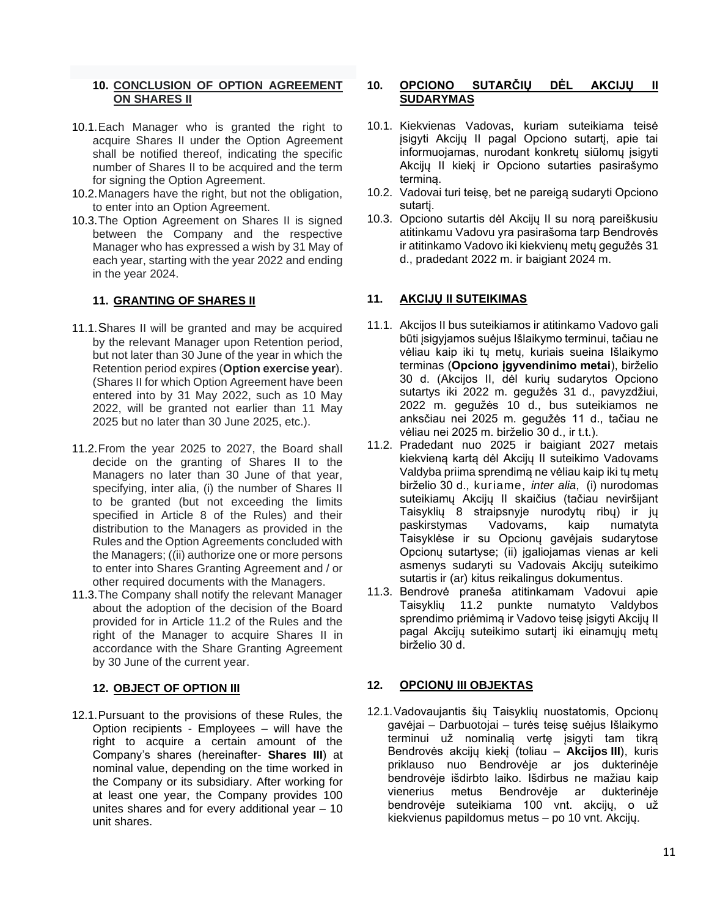## 10. CONCLUSION OF OPTION AGREEMENT ON SHARES II

10.1. Each Manager who is granted the right to acquire Shares II under the Option Agreement shall be notified thereof, indicating the specific number of Shares II to be acquired and the term for signing the Option Agreement.

10.2. Managers have the right, but not the obligation, to enter into an Option Agreement.

10.3. The Option Agreement on Shares II is signed between the Company and the respective Manager who has expressed a wish by 31 May of each year, starting with the year 2022 and ending in the year 2024.

## 11. GRANTING OF SHARES II

11.1. Shares II will be granted and may be acquired by the relevant Manager upon Retention period, but not later than 30 June of the year in which the Retention period expires (**Option exercise year**). (Shares II for which Option Agreement have been entered into by 31 May 2022, such as 10 May 2022, will be granted not earlier than 11 May 2025 but no later than 30 June 2025, etc.).

11.2. From the year 2025 to 2027, the Board shall decide on the granting of Shares II to the Managers no later than 30 June of that year, specifying, inter alia, (i) the number of Shares II to be granted (but not exceeding the limits specified in Article 8 of the Rules) and their distribution to the Managers as provided in the Rules and the Option Agreements concluded with the Managers; ((ii) authorize one or more persons to enter into Shares Granting Agreement and / or other required documents with the Managers.

11.3. The Company shall notify the relevant Manager about the adoption of the decision of the Board provided for in Article 11.2 of the Rules and the right of the Manager to acquire Shares II in accordance with the Share Granting Agreement by 30 June of the current year.

## 12. OBJECT OF OPTION III

12.1. Pursuant to the provisions of these Rules, the Option recipients - Employees – will have the right to acquire a certain amount of the Company's shares (hereinafter- **Shares III**) at nominal value, depending on the time worked in the Company or its subsidiary. After working for at least one year, the Company provides 100 unites shares and for every additional year – 10 unit shares.

## 10. OPCIONO SUTARČIŲ DĖL AKCIJŲ II SUDARYMAS

10.1. Kiekvienas Vadovas, kuriam suteikiama teisė įsigyti Akcijų II pagal Opciono sutartį, apie tai informuojamas, nurodant konkretų siūlomų įsigyti Akcijų II kiekį ir Opciono sutarties pasirašymo terminą.

10.2. Vadovai turi teisę, bet ne pareigą sudaryti Opciono sutartį.

10.3. Opciono sutartis dėl Akcijų II su norą pareiškusiu atitinkamu Vadovu yra pasirašoma tarp Bendrovės ir atitinkamo Vadovo iki kiekvienų metų gegužės 31 d., pradedant 2022 m. ir baigiant 2024 m.

## 11. AKCIJŲ II SUTEIKIMAS

11.1. Akcijos II bus suteikiamos ir atitinkamo Vadovo gali būti įsigyjamos suėjus Išlaikymo terminui, tačiau ne vėliau kaip iki tų metų, kuriais sueina Išlaikymo terminas (**Opciono įgyvendinimo metai**), birželio 30 d. (Akcijos II, dėl kurių sudarytos Opciono sutartys iki 2022 m. gegužės 31 d., pavyzdžiui, 2022 m. gegužės 10 d., bus suteikiamos ne anksčiau nei 2025 m. gegužės 11 d., tačiau ne vėliau nei 2025 m. birželio 30 d., ir t.t.).

11.2. Pradedant nuo 2025 ir baigiant 2027 metais kiekvieną kartą dėl Akcijų II suteikimo Vadovams Valdyba priima sprendimą ne vėliau kaip iki tų metų birželio 30 d., kuriame, *inter alia*, (i) nurodomas suteikiamų Akcijų II skaičius (tačiau neviršijant Taisyklių 8 straipsnyje nurodytų ribų) ir jų paskirstymas Vadovams, kaip numatyta Taisyklėse ir su Opcionų gavėjais sudarytose Opcionų sutartyse; (ii) įgaliojamas vienas ar keli asmenys sudaryti su Vadovais Akcijų suteikimo sutartis ir (ar) kitus reikalingus dokumentus.

11.3. Bendrovė praneša atitinkamam Vadovui apie Taisyklių 11.2 punkte numatyto Valdybos sprendimo priėmimą ir Vadovo teisę įsigyti Akcijų II pagal Akcijų suteikimo sutartį iki einamųjų metų birželio 30 d.

## 12. OPCIONŲ III OBJEKTAS

12.1. Vadovaujantis šių Taisyklių nuostatomis, Opcionų gavėjai – Darbuotojai – turės teisę suėjus Išlaikymo terminui už nominalią vertę įsigyti tam tikrą Bendrovės akcijų kiekį (toliau – **Akcijos III**), kuris priklauso nuo Bendrovėje ar jos dukterinėje bendrovėje išdirbto laiko. Išdirbus ne mažiau kaip vienerius metus Bendrovėje ar dukterinėje bendrovėje suteikiama 100 vnt. akcijų, o už kiekvienus papildomus metus – po 10 vnt. Akcijų.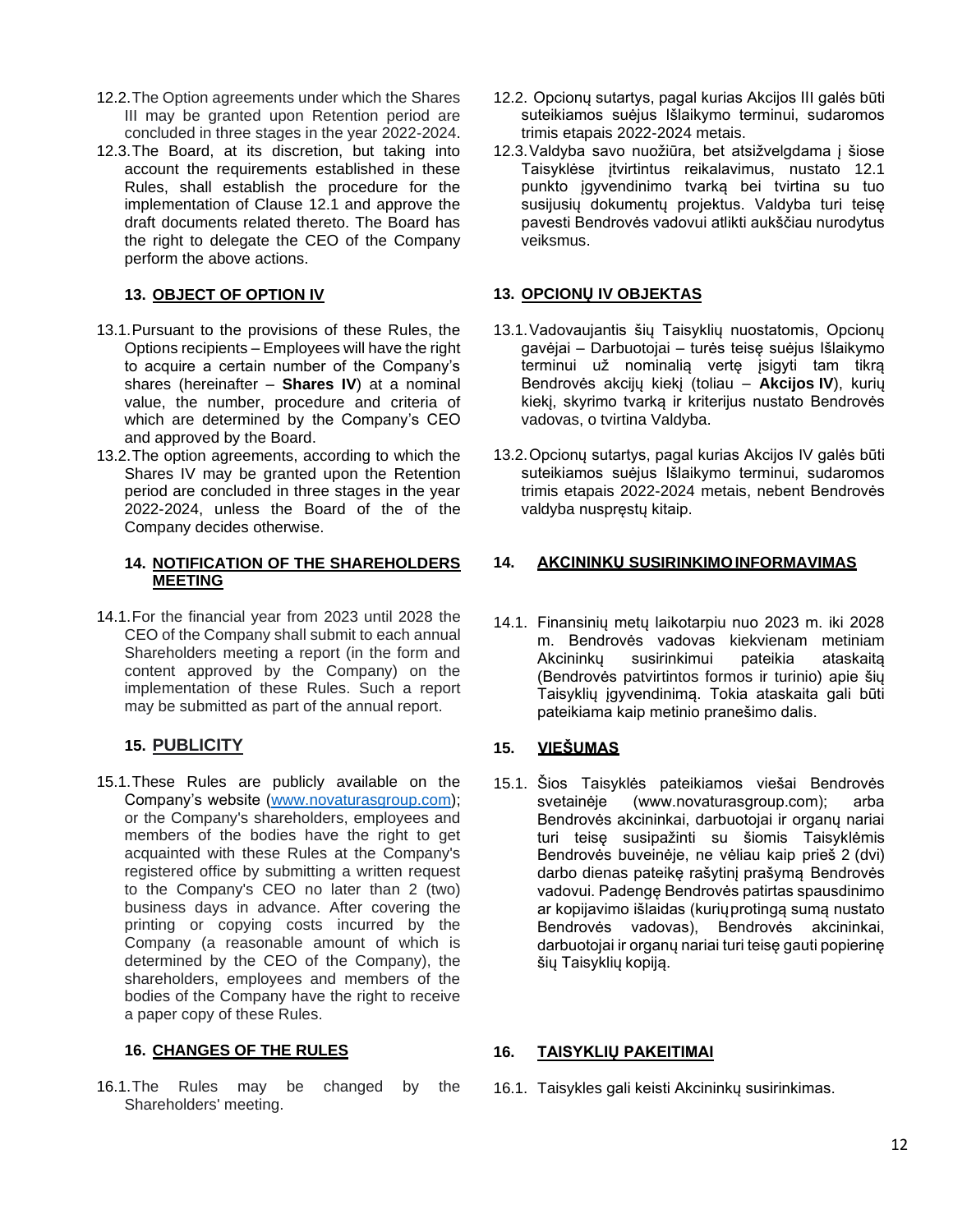12.2. The Option agreements under which the Shares III may be granted upon Retention period are concluded in three stages in the year 2022-2024.

12.3. The Board, at its discretion, but taking into account the requirements established in these Rules, shall establish the procedure for the implementation of Clause 12.1 and approve the draft documents related thereto. The Board has the right to delegate the CEO of the Company perform the above actions.

### 13. OBJECT OF OPTION IV

13.1. Pursuant to the provisions of these Rules, the Options recipients – Employees will have the right to acquire a certain number of the Company's shares (hereinafter – **Shares IV**) at a nominal value, the number, procedure and criteria of which are determined by the Company's CEO and approved by the Board.

13.2. The option agreements, according to which the Shares IV may be granted upon the Retention period are concluded in three stages in the year 2022-2024, unless the Board of the of the Company decides otherwise.

### 14. NOTIFICATION OF THE SHAREHOLDERS MEETING

14.1. For the financial year from 2023 until 2028 the CEO of the Company shall submit to each annual Shareholders meeting a report (in the form and content approved by the Company) on the implementation of these Rules. Such a report may be submitted as part of the annual report.

### 15. PUBLICITY

15.1. These Rules are publicly available on the Company's website (www.novaturasgroup.com); or the Company's shareholders, employees and members of the bodies have the right to get acquainted with these Rules at the Company's registered office by submitting a written request to the Company's CEO no later than 2 (two) business days in advance. After covering the printing or copying costs incurred by the Company (a reasonable amount of which is determined by the CEO of the Company), the shareholders, employees and members of the bodies of the Company have the right to receive a paper copy of these Rules.

### 16. CHANGES OF THE RULES

16.1. The Rules may be changed by the Shareholders' meeting.

---

12.2. Opcionų sutartys, pagal kurias Akcijos III galės būti suteikiamos suėjus Išlaikymo terminui, sudaromos trimis etapais 2022-2024 metais.

12.3. Valdyba savo nuožiūra, bet atsižvelgdama į šiose Taisyklėse įtvirtintus reikalavimus, nustato 12.1 punkto įgyvendinimo tvarką bei tvirtina su tuo susijusių dokumentų projektus. Valdyba turi teisę pavesti Bendrovės vadovui atlikti aukščiau nurodytus veiksmus.

### 13. OPCIONŲ IV OBJEKTAS

13.1. Vadovaujantis šių Taisyklių nuostatomis, Opcionų gavėjai – Darbuotojai – turės teisę suėjus Išlaikymo terminui už nominalią vertę įsigyti tam tikrą Bendrovės akcijų kiekį (toliau – **Akcijos IV**), kurių kiekį, skyrimo tvarką ir kriterijus nustato Bendrovės vadovas, o tvirtina Valdyba.

13.2. Opcionų sutartys, pagal kurias Akcijos IV galės būti suteikiamos suėjus Išlaikymo terminui, sudaromos trimis etapais 2022-2024 metais, nebent Bendrovės valdyba nuspręstų kitaip.

### 14. AKCININKŲ SUSIRINKIMO INFORMAVIMAS

14.1. Finansinių metų laikotarpiu nuo 2023 m. iki 2028 m. Bendrovės vadovas kiekvienam metiniam Akcininkų susirinkimui pateikia ataskaitą (Bendrovės patvirtintos formos ir turinio) apie šių Taisyklių įgyvendinimą. Tokia ataskaita gali būti pateikiama kaip metinio pranešimo dalis.

### 15. VIEŠUMAS

15.1. Šios Taisyklės pateikiamos viešai Bendrovės svetainėje (www.novaturasgroup.com); arba Bendrovės akcininkai, darbuotojai ir organų nariai turi teisę susipažinti su šiomis Taisyklėmis Bendrovės buveinėje, ne vėliau kaip prieš 2 (dvi) darbo dienas pateikę rašytinį prašymą Bendrovės vadovui. Padengę Bendrovės patirtas spausdinimo ar kopijavimo išlaidas (kurių protingą sumą nustato Bendrovės vadovas), Bendrovės akcininkai, darbuotojai ir organų nariai turi teisę gauti popierinę šių Taisyklių kopiją.

### 16. TAISYKLIŲ PAKEITIMAI

16.1. Taisykles gali keisti Akcininkų susirinkimas.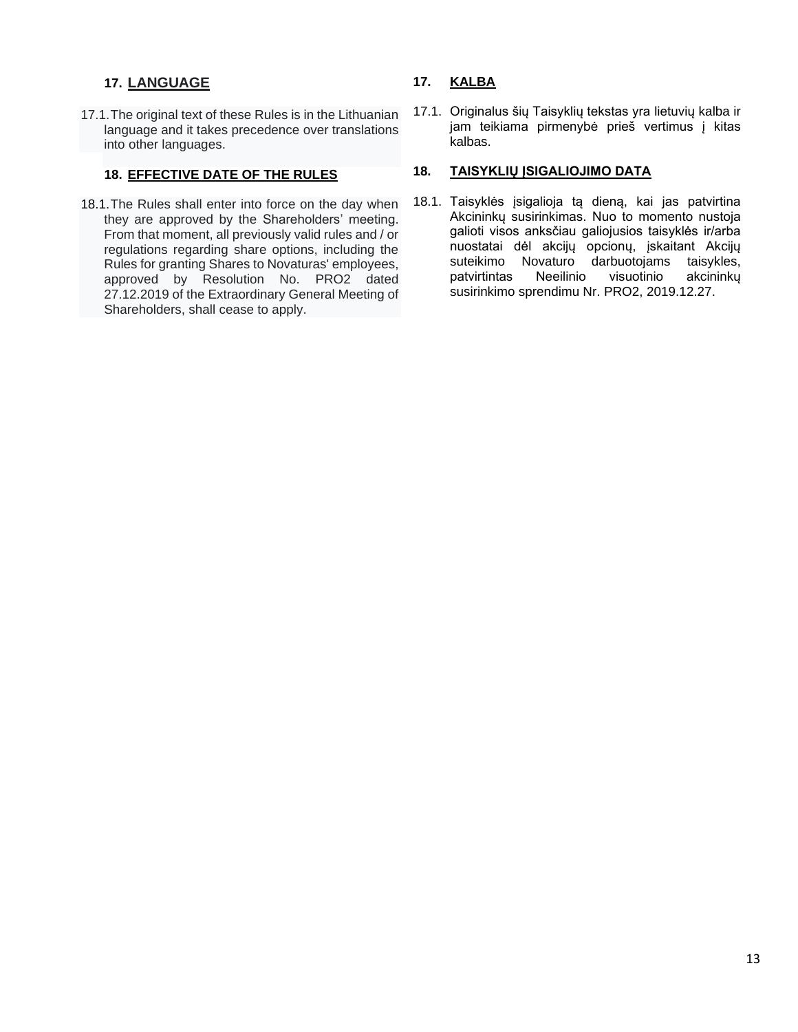## 17. LANGUAGE

17.1. The original text of these Rules is in the Lithuanian language and it takes precedence over translations into other languages.

## 18. EFFECTIVE DATE OF THE RULES

18.1. The Rules shall enter into force on the day when they are approved by the Shareholders' meeting. From that moment, all previously valid rules and / or regulations regarding share options, including the Rules for granting Shares to Novaturas' employees, approved by Resolution No. PRO2 dated 27.12.2019 of the Extraordinary General Meeting of Shareholders, shall cease to apply.

## 17. KALBA

17.1. Originalus šių Taisyklių tekstas yra lietuvių kalba ir jam teikiama pirmenybė prieš vertimus į kitas kalbas.

## 18. TAISYKLIŲ ĮSIGALIOJIMO DATA

18.1. Taisyklės įsigalioja tą dieną, kai jas patvirtina Akcininkų susirinkimas. Nuo to momento nustoja galioti visos anksčiau galiojusios taisyklės ir/arba nuostatai dėl akcijų opcionų, įskaitant Akcijų suteikimo Novaturo darbuotojams taisykles, patvirtintas Neeilinio visuotinio akcininkų susirinkimo sprendimu Nr. PRO2, 2019.12.27.